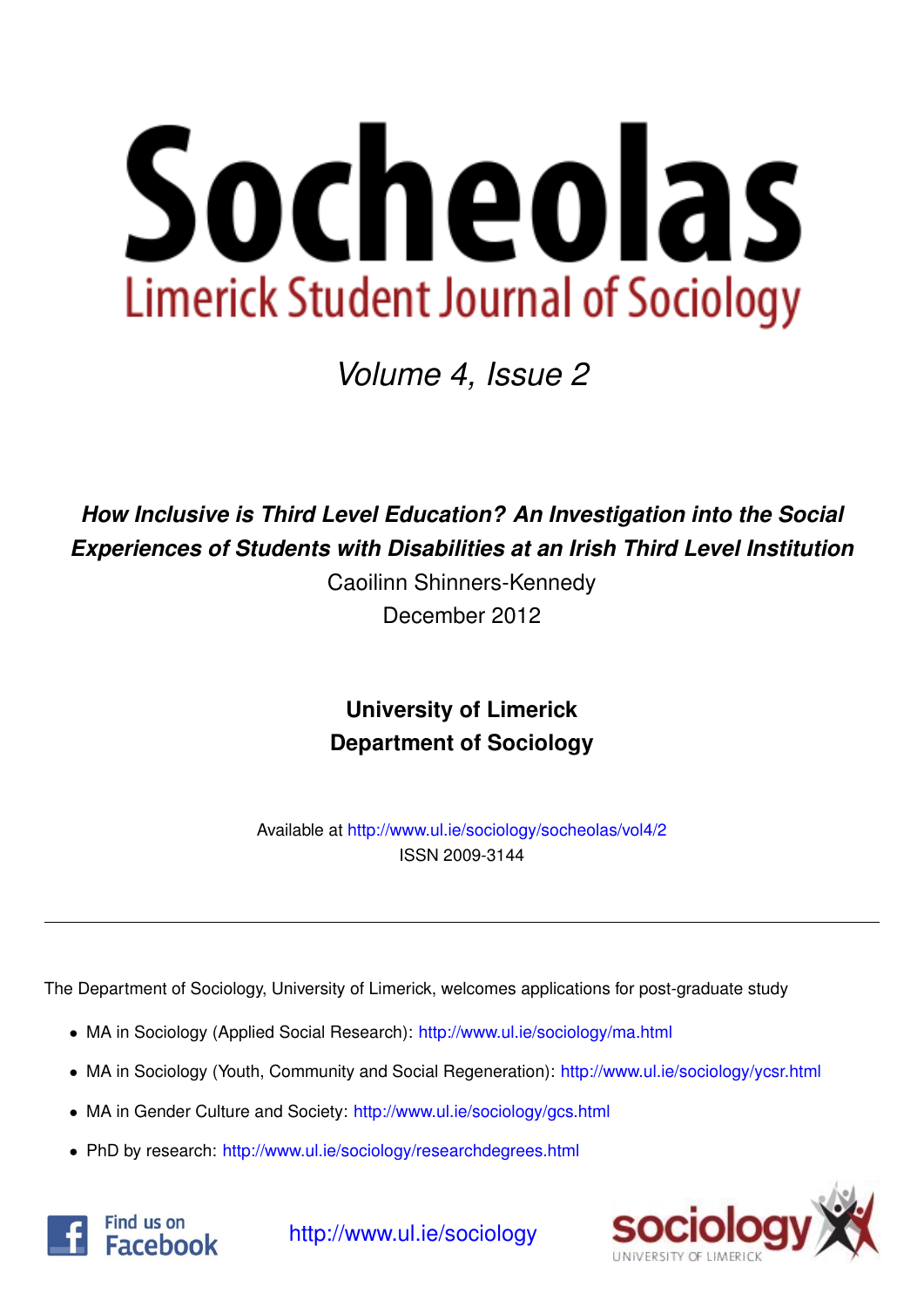# Socheolas

## Limerick Student Journal of Sociology

*Volume 4, Issue 2*

***How Inclusive is Third Level Education? An Investigation into the Social Experiences of Students with Disabilities at an Irish Third Level Institution***

Caoilinn Shinners-Kennedy

December 2012

**University of Limerick**
**Department of Sociology**

Available at http://www.ul.ie/sociology/socheolas/vol4/2
ISSN 2009-3144

---

The Department of Sociology, University of Limerick, welcomes applications for post-graduate study

- MA in Sociology (Applied Social Research): http://www.ul.ie/sociology/ma.html
- MA in Sociology (Youth, Community and Social Regeneration): http://www.ul.ie/sociology/ycsr.html
- MA in Gender Culture and Society: http://www.ul.ie/sociology/gcs.html
- PhD by research: http://www.ul.ie/sociology/researchdegrees.html

Find us on Facebook

http://www.ul.ie/sociology

sociology UNIVERSITY OF LIMERICK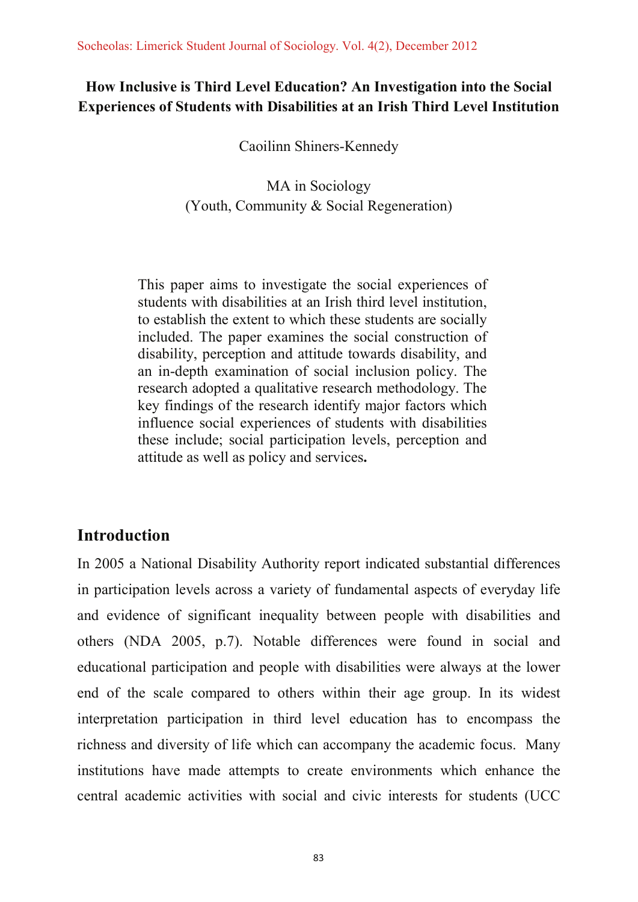# How Inclusive is Third Level Education? An Investigation into the Social Experiences of Students with Disabilities at an Irish Third Level Institution

Caoilinn Shiners-Kennedy

MA in Sociology
(Youth, Community & Social Regeneration)

This paper aims to investigate the social experiences of students with disabilities at an Irish third level institution, to establish the extent to which these students are socially included. The paper examines the social construction of disability, perception and attitude towards disability, and an in-depth examination of social inclusion policy. The research adopted a qualitative research methodology. The key findings of the research identify major factors which influence social experiences of students with disabilities these include; social participation levels, perception and attitude as well as policy and services**.**

## Introduction

In 2005 a National Disability Authority report indicated substantial differences in participation levels across a variety of fundamental aspects of everyday life and evidence of significant inequality between people with disabilities and others (NDA 2005, p.7). Notable differences were found in social and educational participation and people with disabilities were always at the lower end of the scale compared to others within their age group. In its widest interpretation participation in third level education has to encompass the richness and diversity of life which can accompany the academic focus. Many institutions have made attempts to create environments which enhance the central academic activities with social and civic interests for students (UCC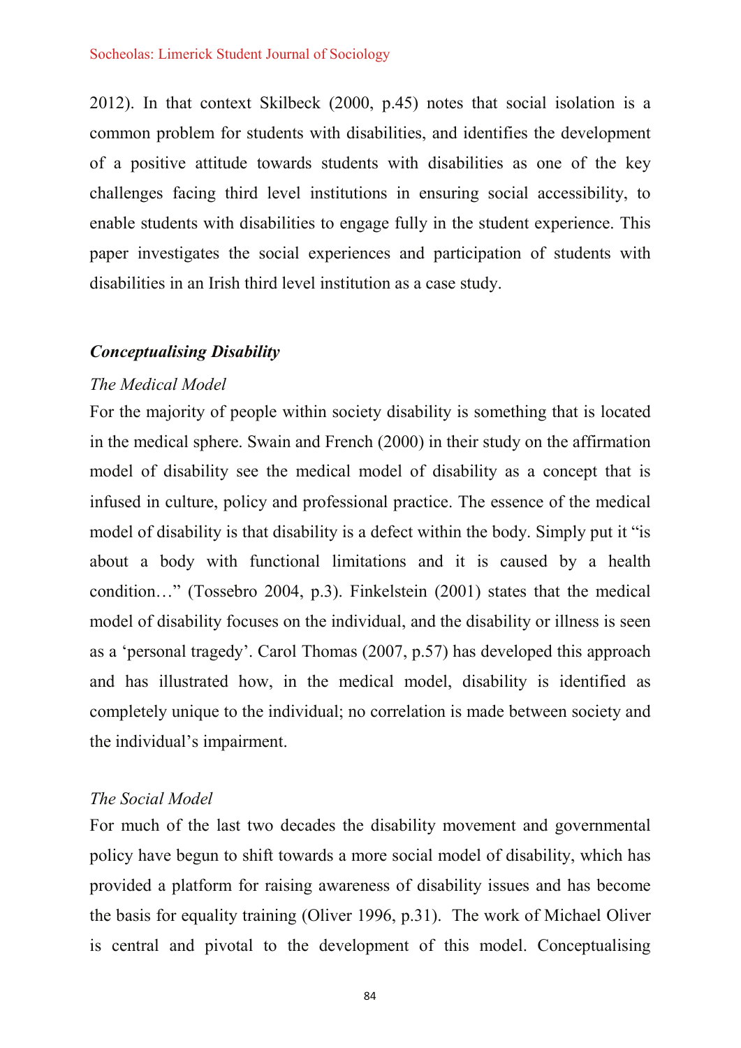2012). In that context Skilbeck (2000, p.45) notes that social isolation is a common problem for students with disabilities, and identifies the development of a positive attitude towards students with disabilities as one of the key challenges facing third level institutions in ensuring social accessibility, to enable students with disabilities to engage fully in the student experience. This paper investigates the social experiences and participation of students with disabilities in an Irish third level institution as a case study.

### *Conceptualising Disability*

#### *The Medical Model*

For the majority of people within society disability is something that is located in the medical sphere. Swain and French (2000) in their study on the affirmation model of disability see the medical model of disability as a concept that is infused in culture, policy and professional practice. The essence of the medical model of disability is that disability is a defect within the body. Simply put it "is about a body with functional limitations and it is caused by a health condition…" (Tossebro 2004, p.3). Finkelstein (2001) states that the medical model of disability focuses on the individual, and the disability or illness is seen as a 'personal tragedy'. Carol Thomas (2007, p.57) has developed this approach and has illustrated how, in the medical model, disability is identified as completely unique to the individual; no correlation is made between society and the individual's impairment.

#### *The Social Model*

For much of the last two decades the disability movement and governmental policy have begun to shift towards a more social model of disability, which has provided a platform for raising awareness of disability issues and has become the basis for equality training (Oliver 1996, p.31). The work of Michael Oliver is central and pivotal to the development of this model. Conceptualising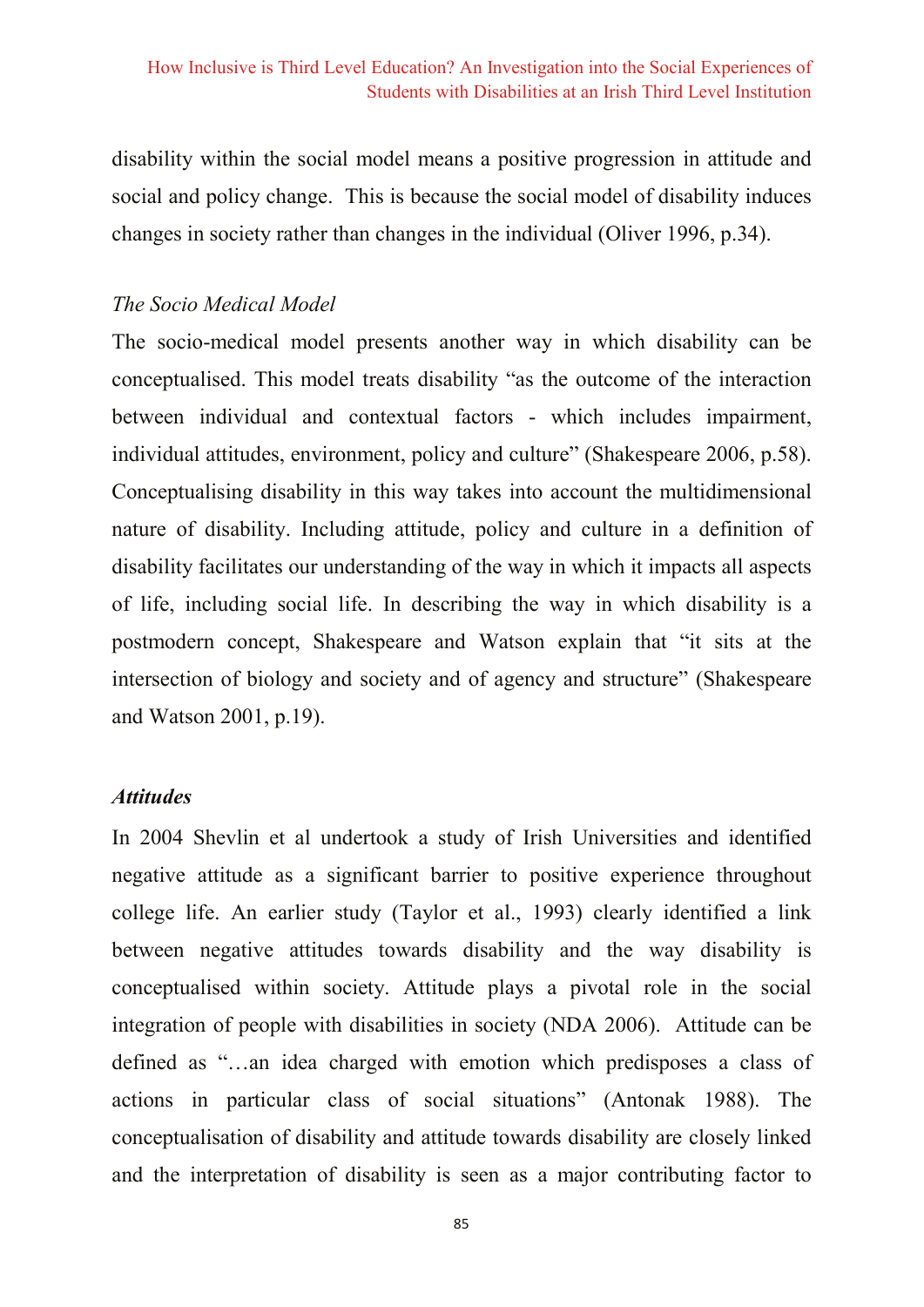disability within the social model means a positive progression in attitude and social and policy change. This is because the social model of disability induces changes in society rather than changes in the individual (Oliver 1996, p.34).

*The Socio Medical Model*

The socio-medical model presents another way in which disability can be conceptualised. This model treats disability "as the outcome of the interaction between individual and contextual factors - which includes impairment, individual attitudes, environment, policy and culture" (Shakespeare 2006, p.58). Conceptualising disability in this way takes into account the multidimensional nature of disability. Including attitude, policy and culture in a definition of disability facilitates our understanding of the way in which it impacts all aspects of life, including social life. In describing the way in which disability is a postmodern concept, Shakespeare and Watson explain that "it sits at the intersection of biology and society and of agency and structure" (Shakespeare and Watson 2001, p.19).

***Attitudes***

In 2004 Shevlin et al undertook a study of Irish Universities and identified negative attitude as a significant barrier to positive experience throughout college life. An earlier study (Taylor et al., 1993) clearly identified a link between negative attitudes towards disability and the way disability is conceptualised within society. Attitude plays a pivotal role in the social integration of people with disabilities in society (NDA 2006). Attitude can be defined as "…an idea charged with emotion which predisposes a class of actions in particular class of social situations" (Antonak 1988). The conceptualisation of disability and attitude towards disability are closely linked and the interpretation of disability is seen as a major contributing factor to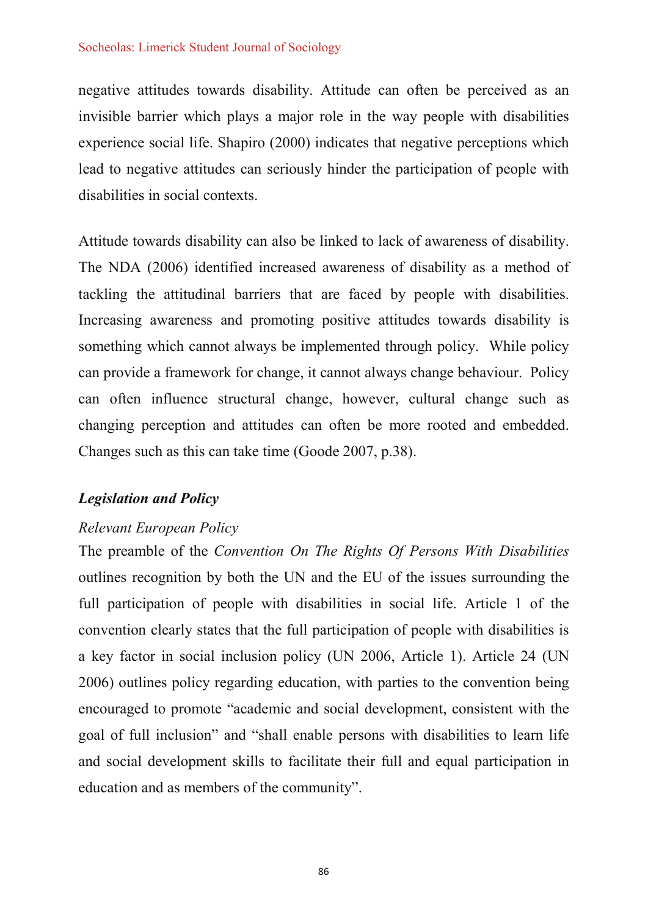negative attitudes towards disability. Attitude can often be perceived as an invisible barrier which plays a major role in the way people with disabilities experience social life. Shapiro (2000) indicates that negative perceptions which lead to negative attitudes can seriously hinder the participation of people with disabilities in social contexts.

Attitude towards disability can also be linked to lack of awareness of disability. The NDA (2006) identified increased awareness of disability as a method of tackling the attitudinal barriers that are faced by people with disabilities. Increasing awareness and promoting positive attitudes towards disability is something which cannot always be implemented through policy. While policy can provide a framework for change, it cannot always change behaviour. Policy can often influence structural change, however, cultural change such as changing perception and attitudes can often be more rooted and embedded. Changes such as this can take time (Goode 2007, p.38).

### *Legislation and Policy*

#### *Relevant European Policy*

The preamble of the *Convention On The Rights Of Persons With Disabilities* outlines recognition by both the UN and the EU of the issues surrounding the full participation of people with disabilities in social life. Article 1 of the convention clearly states that the full participation of people with disabilities is a key factor in social inclusion policy (UN 2006, Article 1). Article 24 (UN 2006) outlines policy regarding education, with parties to the convention being encouraged to promote "academic and social development, consistent with the goal of full inclusion" and "shall enable persons with disabilities to learn life and social development skills to facilitate their full and equal participation in education and as members of the community".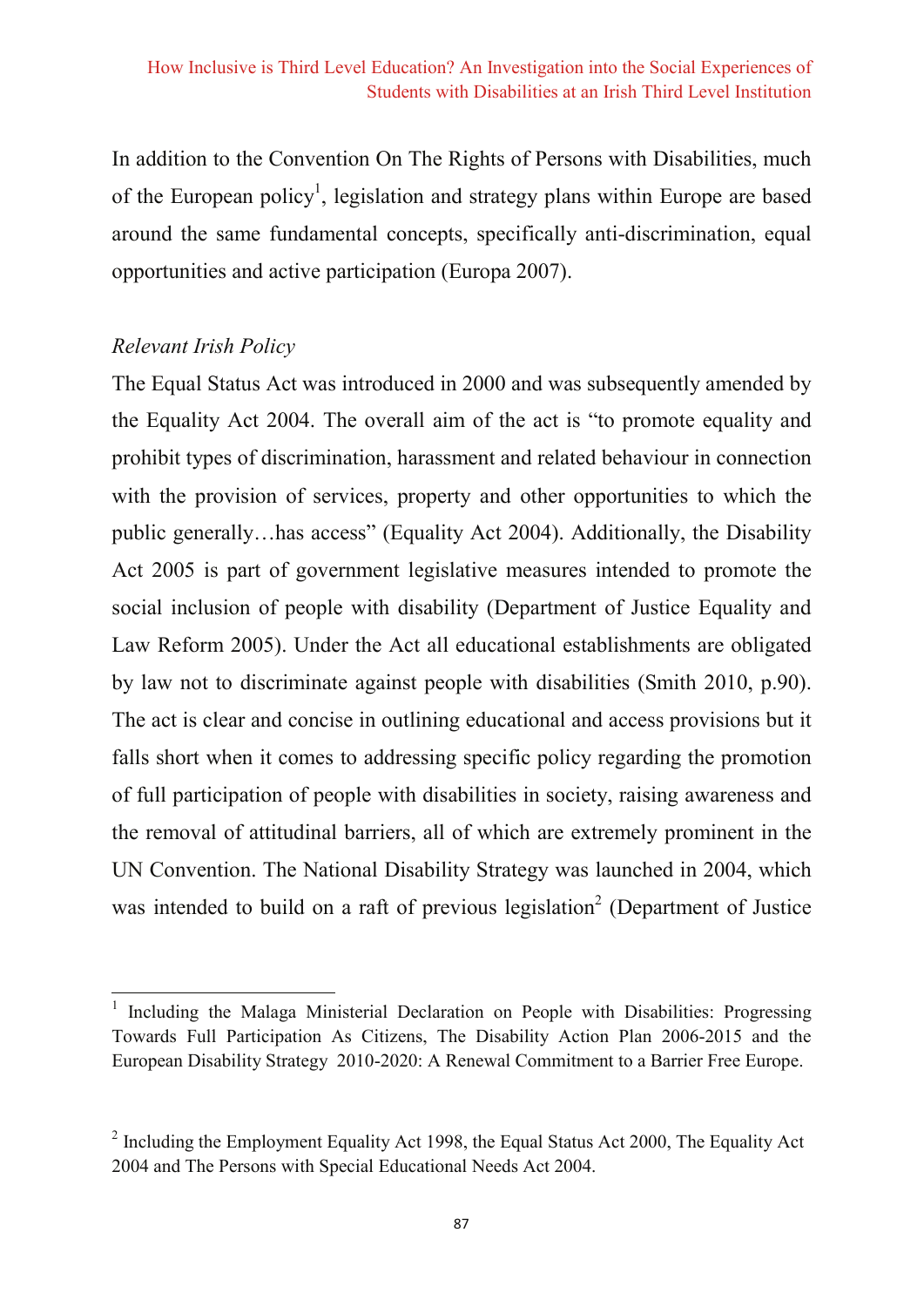In addition to the Convention On The Rights of Persons with Disabilities, much of the European policy[1], legislation and strategy plans within Europe are based around the same fundamental concepts, specifically anti-discrimination, equal opportunities and active participation (Europa 2007).

*Relevant Irish Policy*

The Equal Status Act was introduced in 2000 and was subsequently amended by the Equality Act 2004. The overall aim of the act is "to promote equality and prohibit types of discrimination, harassment and related behaviour in connection with the provision of services, property and other opportunities to which the public generally…has access" (Equality Act 2004). Additionally, the Disability Act 2005 is part of government legislative measures intended to promote the social inclusion of people with disability (Department of Justice Equality and Law Reform 2005). Under the Act all educational establishments are obligated by law not to discriminate against people with disabilities (Smith 2010, p.90). The act is clear and concise in outlining educational and access provisions but it falls short when it comes to addressing specific policy regarding the promotion of full participation of people with disabilities in society, raising awareness and the removal of attitudinal barriers, all of which are extremely prominent in the UN Convention. The National Disability Strategy was launched in 2004, which was intended to build on a raft of previous legislation[2] (Department of Justice

---

[1] Including the Malaga Ministerial Declaration on People with Disabilities: Progressing Towards Full Participation As Citizens, The Disability Action Plan 2006-2015 and the European Disability Strategy 2010-2020: A Renewal Commitment to a Barrier Free Europe.

[2] Including the Employment Equality Act 1998, the Equal Status Act 2000, The Equality Act 2004 and The Persons with Special Educational Needs Act 2004.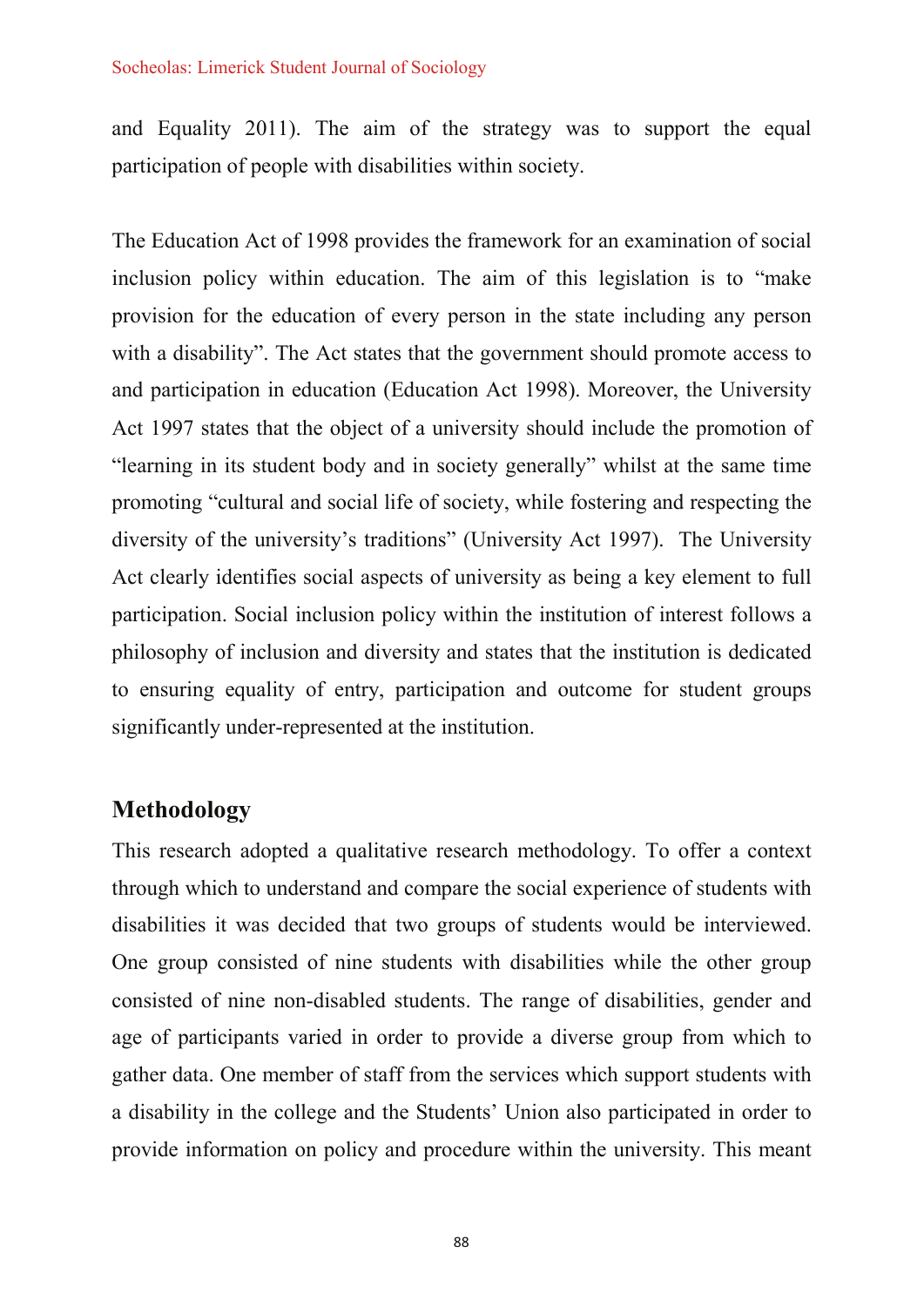and Equality 2011). The aim of the strategy was to support the equal participation of people with disabilities within society.

The Education Act of 1998 provides the framework for an examination of social inclusion policy within education. The aim of this legislation is to "make provision for the education of every person in the state including any person with a disability". The Act states that the government should promote access to and participation in education (Education Act 1998). Moreover, the University Act 1997 states that the object of a university should include the promotion of "learning in its student body and in society generally" whilst at the same time promoting "cultural and social life of society, while fostering and respecting the diversity of the university's traditions" (University Act 1997). The University Act clearly identifies social aspects of university as being a key element to full participation. Social inclusion policy within the institution of interest follows a philosophy of inclusion and diversity and states that the institution is dedicated to ensuring equality of entry, participation and outcome for student groups significantly under-represented at the institution.

## Methodology

This research adopted a qualitative research methodology. To offer a context through which to understand and compare the social experience of students with disabilities it was decided that two groups of students would be interviewed. One group consisted of nine students with disabilities while the other group consisted of nine non-disabled students. The range of disabilities, gender and age of participants varied in order to provide a diverse group from which to gather data. One member of staff from the services which support students with a disability in the college and the Students' Union also participated in order to provide information on policy and procedure within the university. This meant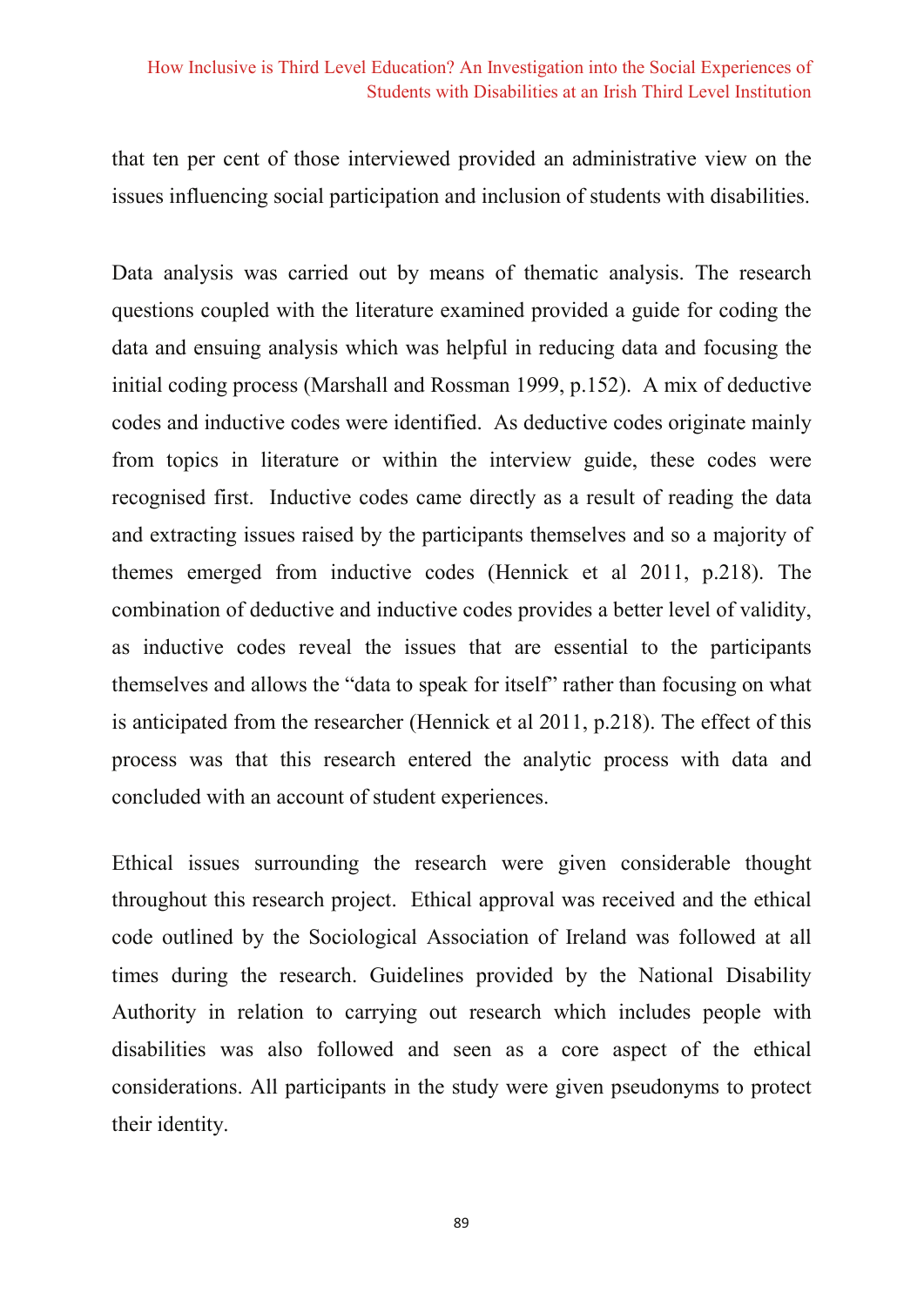that ten per cent of those interviewed provided an administrative view on the issues influencing social participation and inclusion of students with disabilities.

Data analysis was carried out by means of thematic analysis. The research questions coupled with the literature examined provided a guide for coding the data and ensuing analysis which was helpful in reducing data and focusing the initial coding process (Marshall and Rossman 1999, p.152). A mix of deductive codes and inductive codes were identified. As deductive codes originate mainly from topics in literature or within the interview guide, these codes were recognised first. Inductive codes came directly as a result of reading the data and extracting issues raised by the participants themselves and so a majority of themes emerged from inductive codes (Hennick et al 2011, p.218). The combination of deductive and inductive codes provides a better level of validity, as inductive codes reveal the issues that are essential to the participants themselves and allows the "data to speak for itself" rather than focusing on what is anticipated from the researcher (Hennick et al 2011, p.218). The effect of this process was that this research entered the analytic process with data and concluded with an account of student experiences.

Ethical issues surrounding the research were given considerable thought throughout this research project. Ethical approval was received and the ethical code outlined by the Sociological Association of Ireland was followed at all times during the research. Guidelines provided by the National Disability Authority in relation to carrying out research which includes people with disabilities was also followed and seen as a core aspect of the ethical considerations. All participants in the study were given pseudonyms to protect their identity.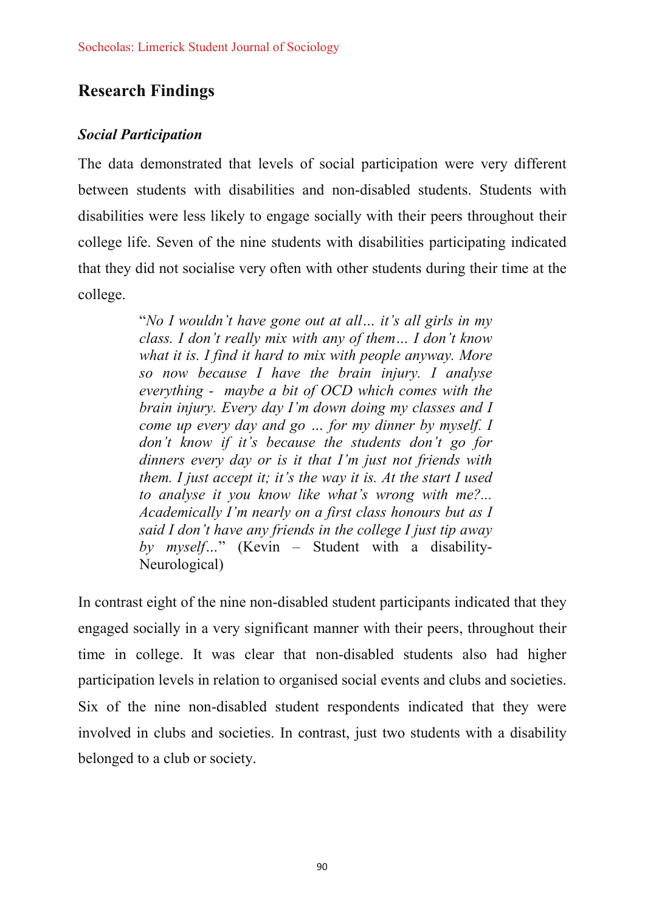## Research Findings

### *Social Participation*

The data demonstrated that levels of social participation were very different between students with disabilities and non-disabled students. Students with disabilities were less likely to engage socially with their peers throughout their college life. Seven of the nine students with disabilities participating indicated that they did not socialise very often with other students during their time at the college.

> "*No I wouldn't have gone out at all… it's all girls in my class. I don't really mix with any of them… I don't know what it is. I find it hard to mix with people anyway. More so now because I have the brain injury. I analyse everything - maybe a bit of OCD which comes with the brain injury. Every day I'm down doing my classes and I come up every day and go … for my dinner by myself. I don't know if it's because the students don't go for dinners every day or is it that I'm just not friends with them. I just accept it; it's the way it is. At the start I used to analyse it you know like what's wrong with me?... Academically I'm nearly on a first class honours but as I said I don't have any friends in the college I just tip away by myself…*" (Kevin – Student with a disability-Neurological)

In contrast eight of the nine non-disabled student participants indicated that they engaged socially in a very significant manner with their peers, throughout their time in college. It was clear that non-disabled students also had higher participation levels in relation to organised social events and clubs and societies. Six of the nine non-disabled student respondents indicated that they were involved in clubs and societies. In contrast, just two students with a disability belonged to a club or society.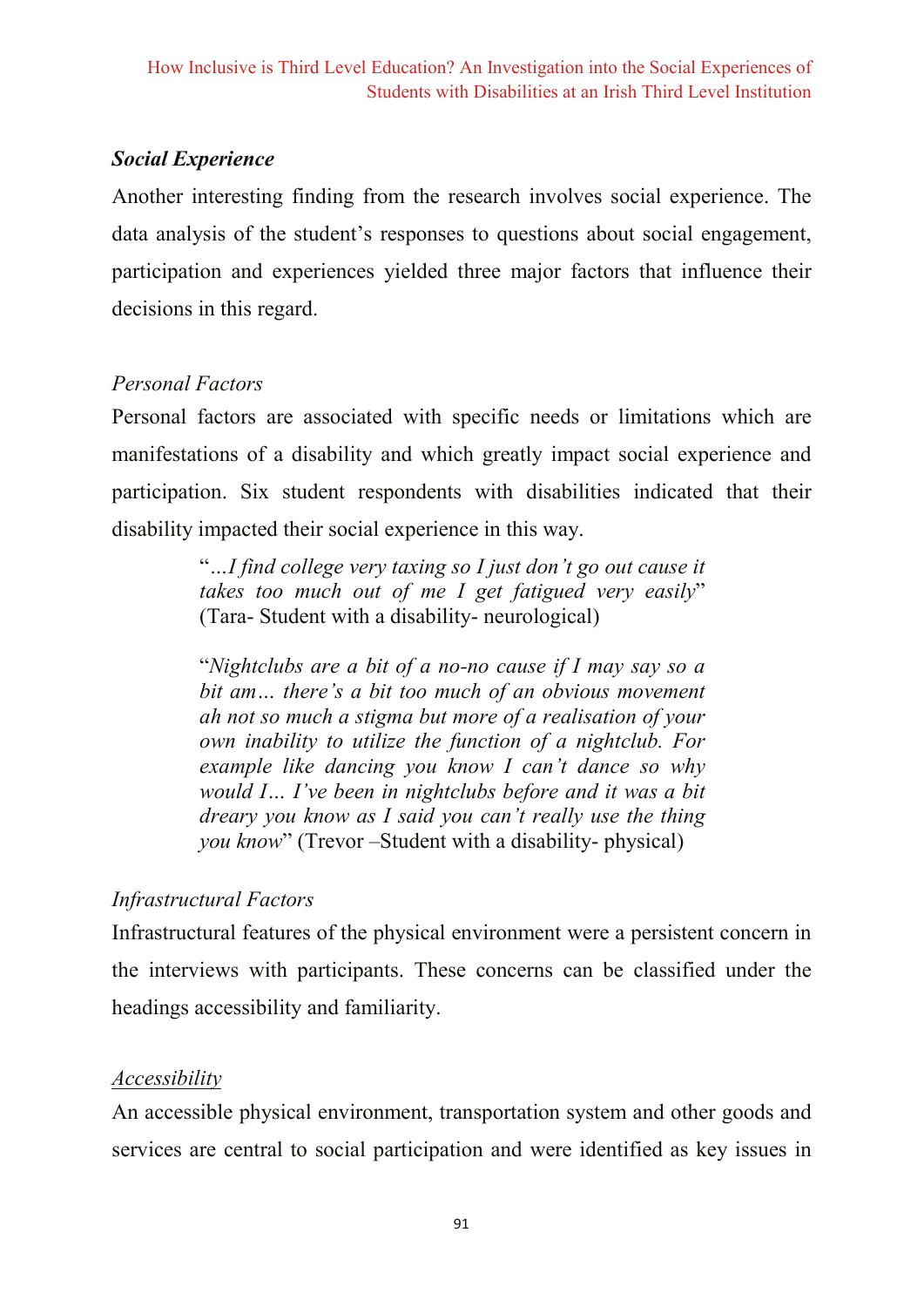### *Social Experience*

Another interesting finding from the research involves social experience. The data analysis of the student's responses to questions about social engagement, participation and experiences yielded three major factors that influence their decisions in this regard.

*Personal Factors*

Personal factors are associated with specific needs or limitations which are manifestations of a disability and which greatly impact social experience and participation. Six student respondents with disabilities indicated that their disability impacted their social experience in this way.

> "*…I find college very taxing so I just don't go out cause it takes too much out of me I get fatigued very easily*" (Tara- Student with a disability- neurological)
>
> "*Nightclubs are a bit of a no-no cause if I may say so a bit am… there's a bit too much of an obvious movement ah not so much a stigma but more of a realisation of your own inability to utilize the function of a nightclub. For example like dancing you know I can't dance so why would I… I've been in nightclubs before and it was a bit dreary you know as I said you can't really use the thing you know*" (Trevor –Student with a disability- physical)

*Infrastructural Factors*

Infrastructural features of the physical environment were a persistent concern in the interviews with participants. These concerns can be classified under the headings accessibility and familiarity.

<u>Accessibility</u>

An accessible physical environment, transportation system and other goods and services are central to social participation and were identified as key issues in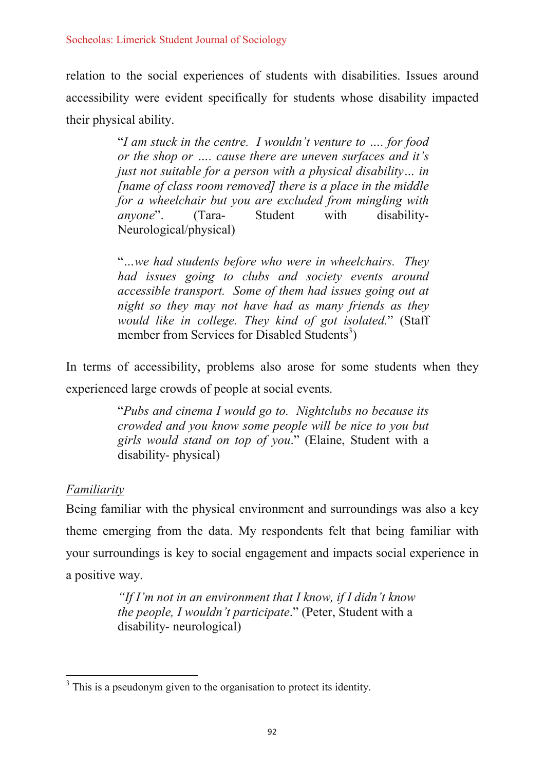relation to the social experiences of students with disabilities. Issues around accessibility were evident specifically for students whose disability impacted their physical ability.

> "*I am stuck in the centre. I wouldn't venture to …. for food or the shop or …. cause there are uneven surfaces and it's just not suitable for a person with a physical disability… in [name of class room removed] there is a place in the middle for a wheelchair but you are excluded from mingling with anyone*". (Tara- Student with disability- Neurological/physical)

> "*…we had students before who were in wheelchairs. They had issues going to clubs and society events around accessible transport. Some of them had issues going out at night so they may not have had as many friends as they would like in college. They kind of got isolated.*" (Staff member from Services for Disabled Students[3])

In terms of accessibility, problems also arose for some students when they experienced large crowds of people at social events.

> "*Pubs and cinema I would go to. Nightclubs no because its crowded and you know some people will be nice to you but girls would stand on top of you*." (Elaine, Student with a disability- physical)

*Familiarity*

Being familiar with the physical environment and surroundings was also a key theme emerging from the data. My respondents felt that being familiar with your surroundings is key to social engagement and impacts social experience in a positive way.

> *"If I'm not in an environment that I know, if I didn't know the people, I wouldn't participate*." (Peter, Student with a disability- neurological)

[3] This is a pseudonym given to the organisation to protect its identity.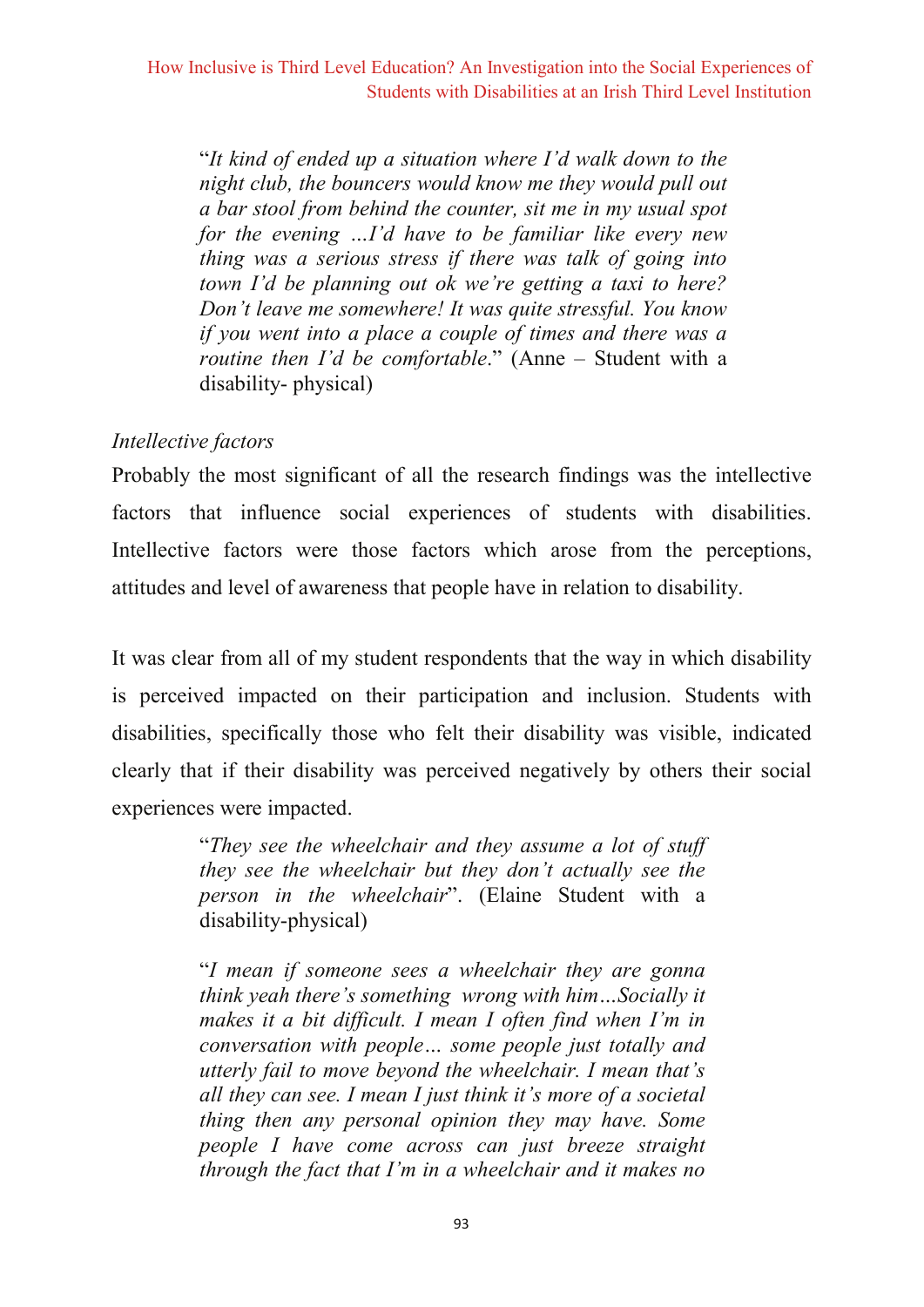> "*It kind of ended up a situation where I'd walk down to the night club, the bouncers would know me they would pull out a bar stool from behind the counter, sit me in my usual spot for the evening ...I'd have to be familiar like every new thing was a serious stress if there was talk of going into town I'd be planning out ok we're getting a taxi to here? Don't leave me somewhere! It was quite stressful. You know if you went into a place a couple of times and there was a routine then I'd be comfortable*." (Anne – Student with a disability- physical)

*Intellective factors*

Probably the most significant of all the research findings was the intellective factors that influence social experiences of students with disabilities. Intellective factors were those factors which arose from the perceptions, attitudes and level of awareness that people have in relation to disability.

It was clear from all of my student respondents that the way in which disability is perceived impacted on their participation and inclusion. Students with disabilities, specifically those who felt their disability was visible, indicated clearly that if their disability was perceived negatively by others their social experiences were impacted.

> "*They see the wheelchair and they assume a lot of stuff they see the wheelchair but they don't actually see the person in the wheelchair*". (Elaine Student with a disability-physical)

> "*I mean if someone sees a wheelchair they are gonna think yeah there's something wrong with him…Socially it makes it a bit difficult. I mean I often find when I'm in conversation with people… some people just totally and utterly fail to move beyond the wheelchair. I mean that's all they can see. I mean I just think it's more of a societal thing then any personal opinion they may have. Some people I have come across can just breeze straight through the fact that I'm in a wheelchair and it makes no*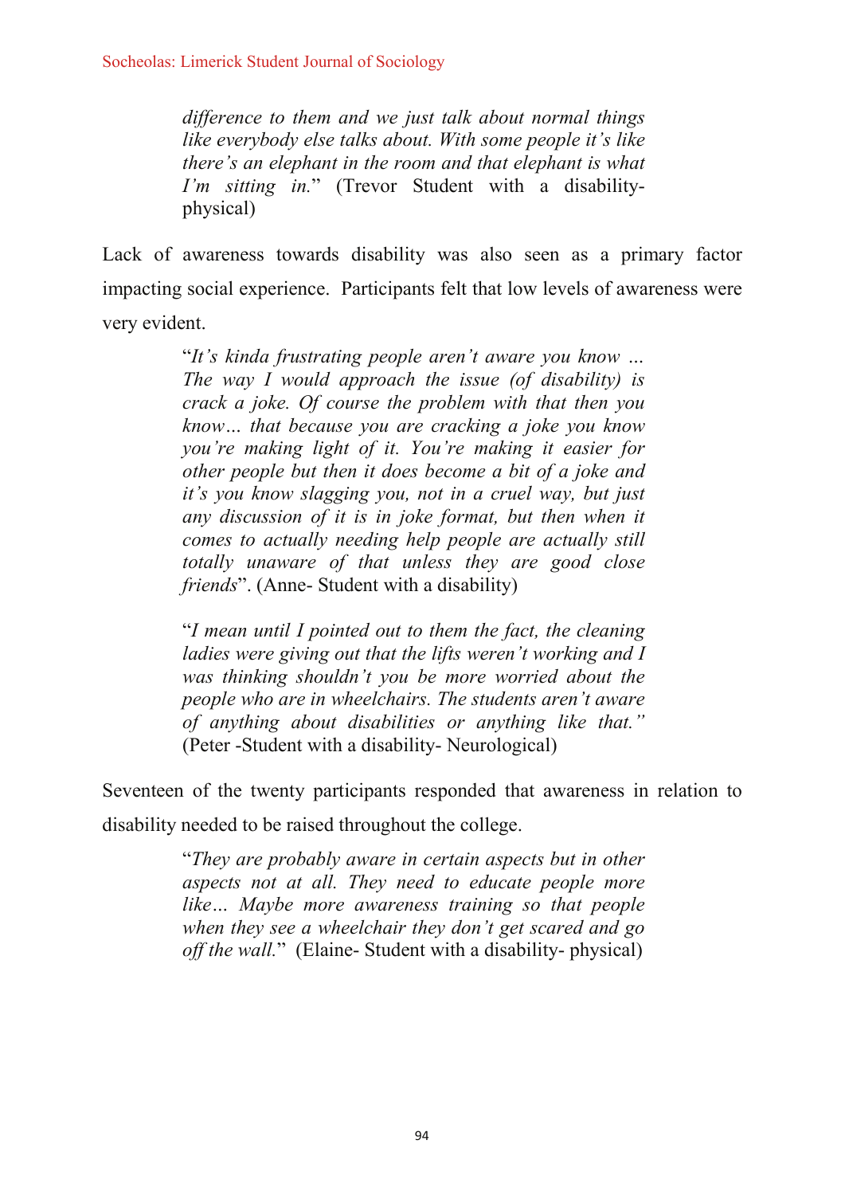> *difference to them and we just talk about normal things like everybody else talks about. With some people it's like there's an elephant in the room and that elephant is what I'm sitting in.*" (Trevor Student with a disability-physical)

Lack of awareness towards disability was also seen as a primary factor impacting social experience. Participants felt that low levels of awareness were very evident.

> "*It's kinda frustrating people aren't aware you know … The way I would approach the issue (of disability) is crack a joke. Of course the problem with that then you know… that because you are cracking a joke you know you're making light of it. You're making it easier for other people but then it does become a bit of a joke and it's you know slagging you, not in a cruel way, but just any discussion of it is in joke format, but then when it comes to actually needing help people are actually still totally unaware of that unless they are good close friends*". (Anne- Student with a disability)

> "*I mean until I pointed out to them the fact, the cleaning ladies were giving out that the lifts weren't working and I was thinking shouldn't you be more worried about the people who are in wheelchairs. The students aren't aware of anything about disabilities or anything like that.*" (Peter -Student with a disability- Neurological)

Seventeen of the twenty participants responded that awareness in relation to disability needed to be raised throughout the college.

> "*They are probably aware in certain aspects but in other aspects not at all. They need to educate people more like… Maybe more awareness training so that people when they see a wheelchair they don't get scared and go off the wall.*" (Elaine- Student with a disability- physical)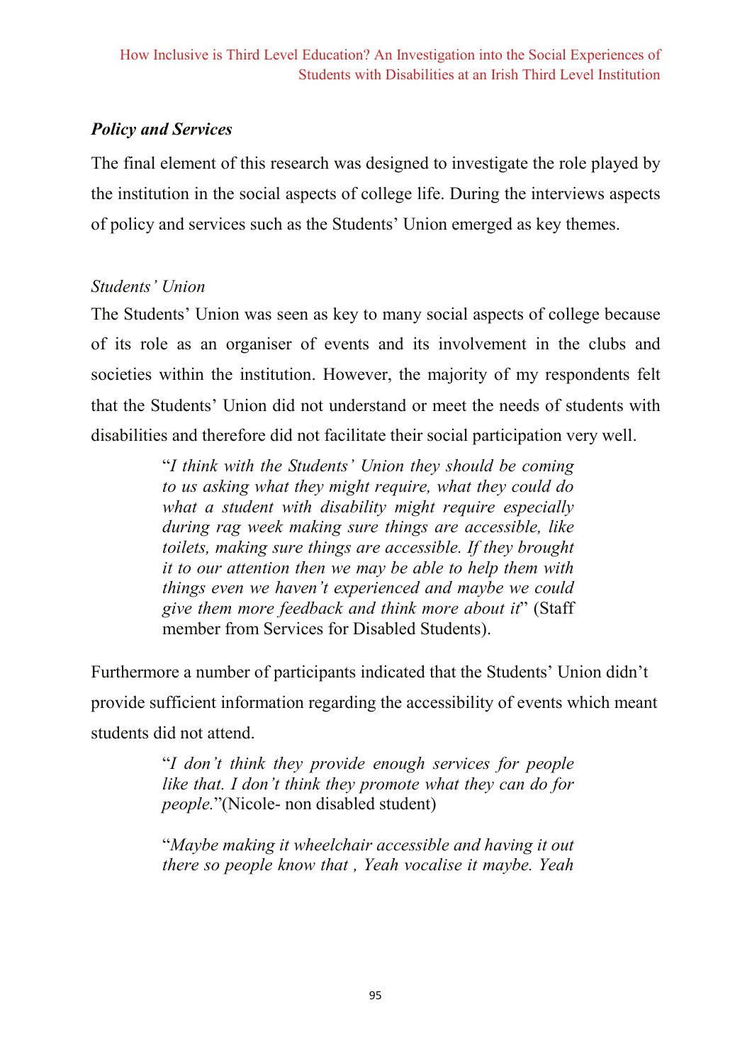### *Policy and Services*

The final element of this research was designed to investigate the role played by the institution in the social aspects of college life. During the interviews aspects of policy and services such as the Students' Union emerged as key themes.

*Students' Union*

The Students' Union was seen as key to many social aspects of college because of its role as an organiser of events and its involvement in the clubs and societies within the institution. However, the majority of my respondents felt that the Students' Union did not understand or meet the needs of students with disabilities and therefore did not facilitate their social participation very well.

> "*I think with the Students' Union they should be coming to us asking what they might require, what they could do what a student with disability might require especially during rag week making sure things are accessible, like toilets, making sure things are accessible. If they brought it to our attention then we may be able to help them with things even we haven't experienced and maybe we could give them more feedback and think more about it*" (Staff member from Services for Disabled Students).

Furthermore a number of participants indicated that the Students' Union didn't provide sufficient information regarding the accessibility of events which meant students did not attend.

> "*I don't think they provide enough services for people like that. I don't think they promote what they can do for people.*"(Nicole- non disabled student)

> "*Maybe making it wheelchair accessible and having it out there so people know that , Yeah vocalise it maybe. Yeah*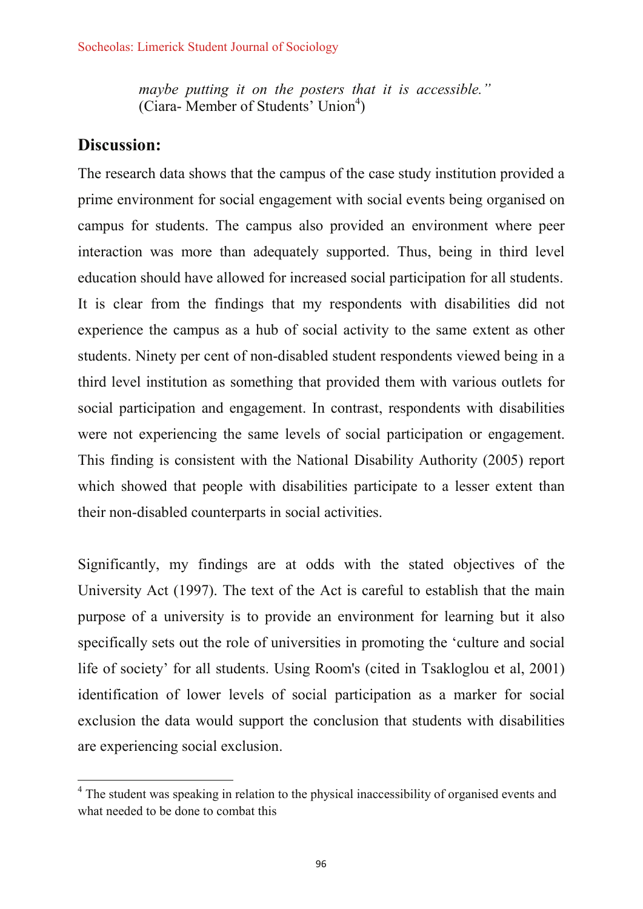*maybe putting it on the posters that it is accessible."*
(Ciara- Member of Students' Union[4])

## Discussion:

The research data shows that the campus of the case study institution provided a prime environment for social engagement with social events being organised on campus for students. The campus also provided an environment where peer interaction was more than adequately supported. Thus, being in third level education should have allowed for increased social participation for all students. It is clear from the findings that my respondents with disabilities did not experience the campus as a hub of social activity to the same extent as other students. Ninety per cent of non-disabled student respondents viewed being in a third level institution as something that provided them with various outlets for social participation and engagement. In contrast, respondents with disabilities were not experiencing the same levels of social participation or engagement. This finding is consistent with the National Disability Authority (2005) report which showed that people with disabilities participate to a lesser extent than their non-disabled counterparts in social activities.

Significantly, my findings are at odds with the stated objectives of the University Act (1997). The text of the Act is careful to establish that the main purpose of a university is to provide an environment for learning but it also specifically sets out the role of universities in promoting the 'culture and social life of society' for all students. Using Room's (cited in Tsakloglou et al, 2001) identification of lower levels of social participation as a marker for social exclusion the data would support the conclusion that students with disabilities are experiencing social exclusion.

---

[4] The student was speaking in relation to the physical inaccessibility of organised events and what needed to be done to combat this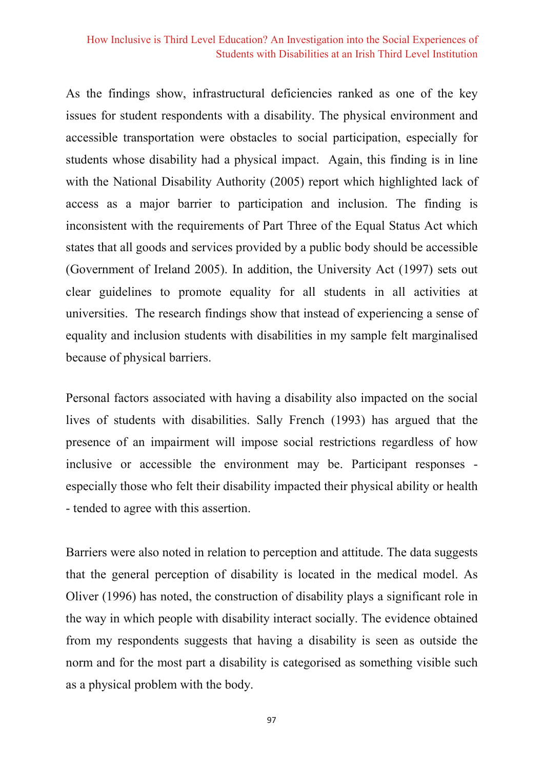As the findings show, infrastructural deficiencies ranked as one of the key issues for student respondents with a disability. The physical environment and accessible transportation were obstacles to social participation, especially for students whose disability had a physical impact. Again, this finding is in line with the National Disability Authority (2005) report which highlighted lack of access as a major barrier to participation and inclusion. The finding is inconsistent with the requirements of Part Three of the Equal Status Act which states that all goods and services provided by a public body should be accessible (Government of Ireland 2005). In addition, the University Act (1997) sets out clear guidelines to promote equality for all students in all activities at universities. The research findings show that instead of experiencing a sense of equality and inclusion students with disabilities in my sample felt marginalised because of physical barriers.

Personal factors associated with having a disability also impacted on the social lives of students with disabilities. Sally French (1993) has argued that the presence of an impairment will impose social restrictions regardless of how inclusive or accessible the environment may be. Participant responses - especially those who felt their disability impacted their physical ability or health - tended to agree with this assertion.

Barriers were also noted in relation to perception and attitude. The data suggests that the general perception of disability is located in the medical model. As Oliver (1996) has noted, the construction of disability plays a significant role in the way in which people with disability interact socially. The evidence obtained from my respondents suggests that having a disability is seen as outside the norm and for the most part a disability is categorised as something visible such as a physical problem with the body.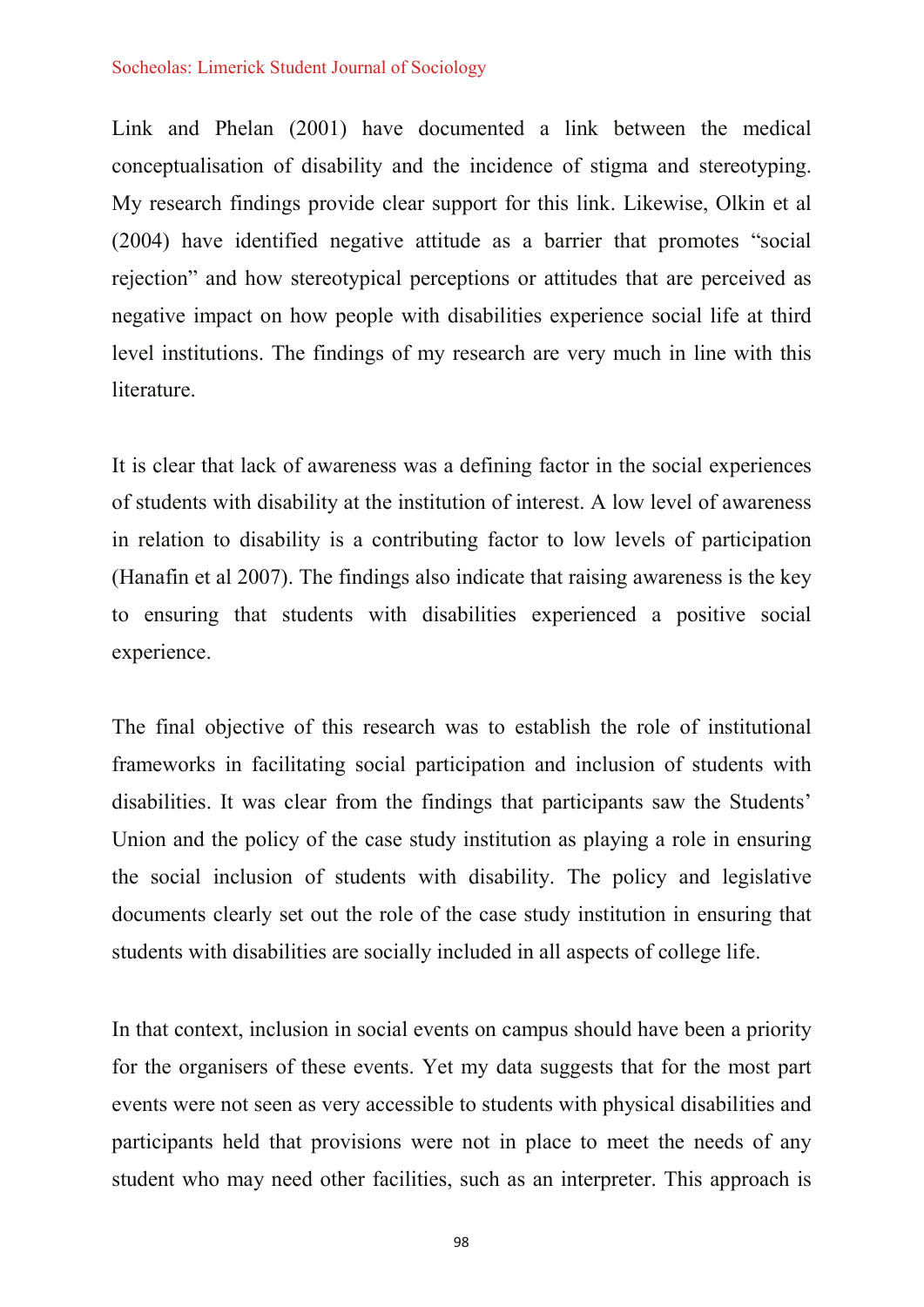Link and Phelan (2001) have documented a link between the medical conceptualisation of disability and the incidence of stigma and stereotyping. My research findings provide clear support for this link. Likewise, Olkin et al (2004) have identified negative attitude as a barrier that promotes "social rejection" and how stereotypical perceptions or attitudes that are perceived as negative impact on how people with disabilities experience social life at third level institutions. The findings of my research are very much in line with this literature.

It is clear that lack of awareness was a defining factor in the social experiences of students with disability at the institution of interest. A low level of awareness in relation to disability is a contributing factor to low levels of participation (Hanafin et al 2007). The findings also indicate that raising awareness is the key to ensuring that students with disabilities experienced a positive social experience.

The final objective of this research was to establish the role of institutional frameworks in facilitating social participation and inclusion of students with disabilities. It was clear from the findings that participants saw the Students' Union and the policy of the case study institution as playing a role in ensuring the social inclusion of students with disability. The policy and legislative documents clearly set out the role of the case study institution in ensuring that students with disabilities are socially included in all aspects of college life.

In that context, inclusion in social events on campus should have been a priority for the organisers of these events. Yet my data suggests that for the most part events were not seen as very accessible to students with physical disabilities and participants held that provisions were not in place to meet the needs of any student who may need other facilities, such as an interpreter. This approach is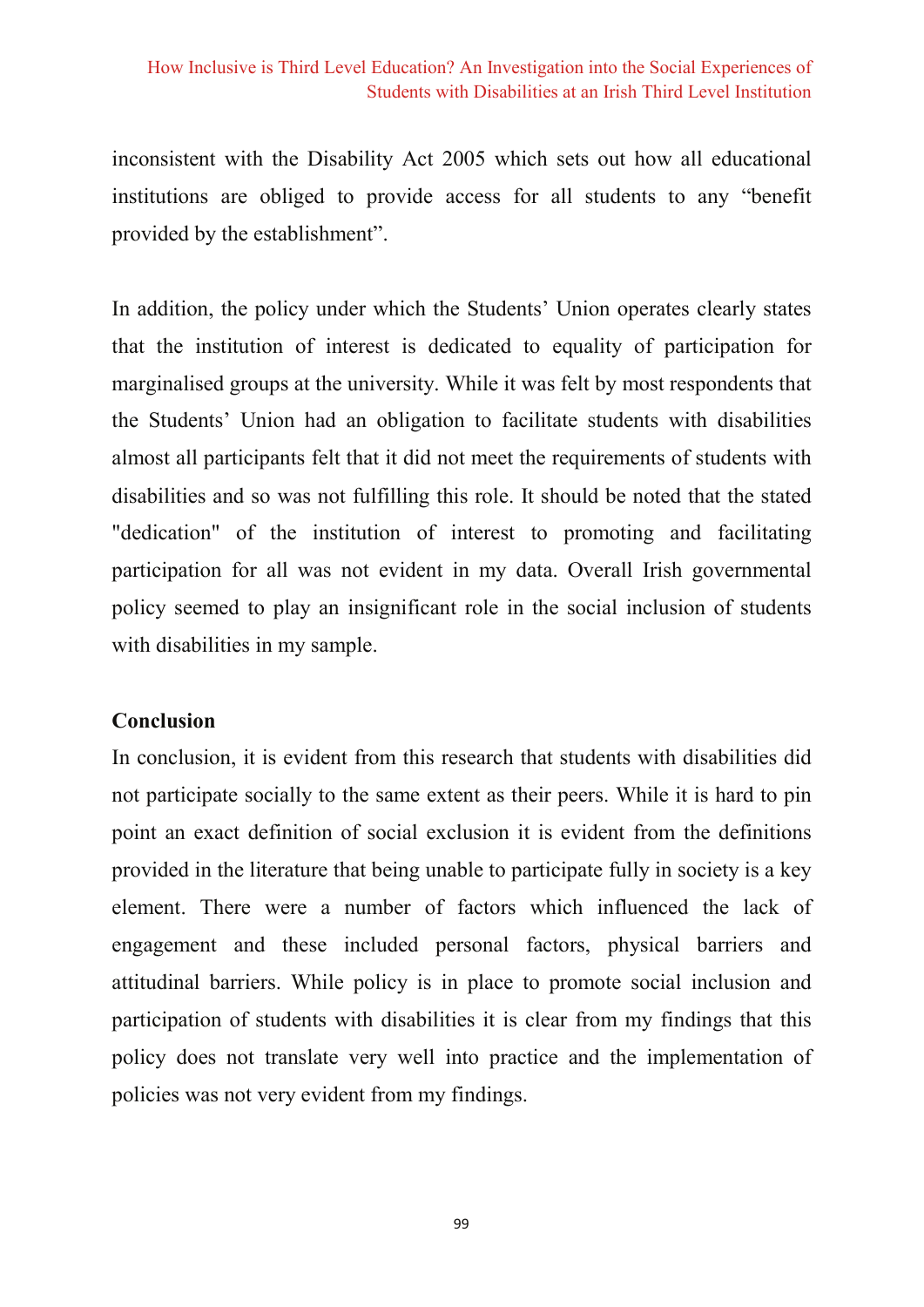inconsistent with the Disability Act 2005 which sets out how all educational institutions are obliged to provide access for all students to any "benefit provided by the establishment".

In addition, the policy under which the Students' Union operates clearly states that the institution of interest is dedicated to equality of participation for marginalised groups at the university. While it was felt by most respondents that the Students' Union had an obligation to facilitate students with disabilities almost all participants felt that it did not meet the requirements of students with disabilities and so was not fulfilling this role. It should be noted that the stated "dedication" of the institution of interest to promoting and facilitating participation for all was not evident in my data. Overall Irish governmental policy seemed to play an insignificant role in the social inclusion of students with disabilities in my sample.

## Conclusion

In conclusion, it is evident from this research that students with disabilities did not participate socially to the same extent as their peers. While it is hard to pin point an exact definition of social exclusion it is evident from the definitions provided in the literature that being unable to participate fully in society is a key element. There were a number of factors which influenced the lack of engagement and these included personal factors, physical barriers and attitudinal barriers. While policy is in place to promote social inclusion and participation of students with disabilities it is clear from my findings that this policy does not translate very well into practice and the implementation of policies was not very evident from my findings.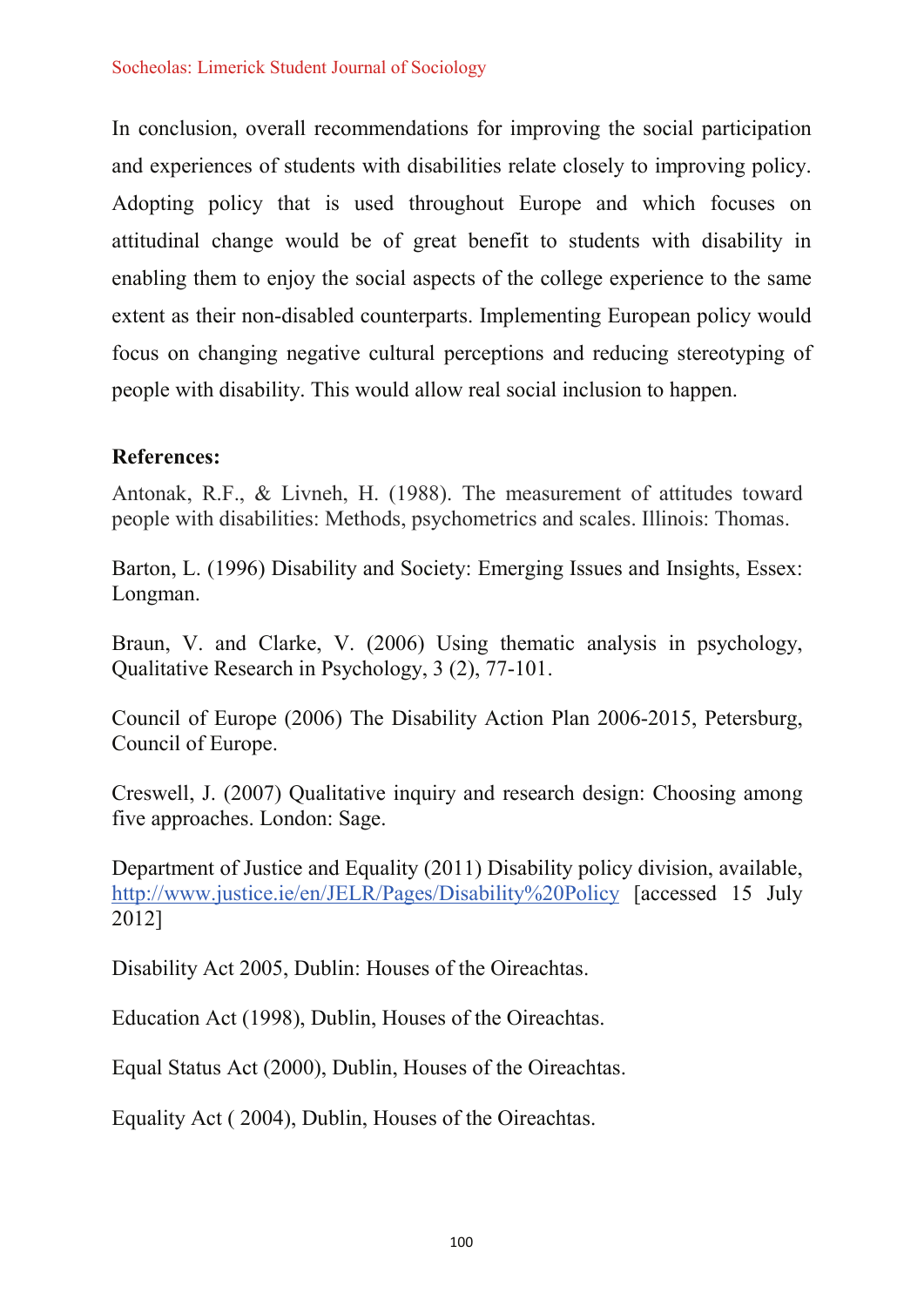In conclusion, overall recommendations for improving the social participation and experiences of students with disabilities relate closely to improving policy. Adopting policy that is used throughout Europe and which focuses on attitudinal change would be of great benefit to students with disability in enabling them to enjoy the social aspects of the college experience to the same extent as their non-disabled counterparts. Implementing European policy would focus on changing negative cultural perceptions and reducing stereotyping of people with disability. This would allow real social inclusion to happen.

**References:**

Antonak, R.F., & Livneh, H. (1988). The measurement of attitudes toward people with disabilities: Methods, psychometrics and scales. Illinois: Thomas.

Barton, L. (1996) Disability and Society: Emerging Issues and Insights, Essex: Longman.

Braun, V. and Clarke, V. (2006) Using thematic analysis in psychology, Qualitative Research in Psychology, 3 (2), 77-101.

Council of Europe (2006) The Disability Action Plan 2006-2015, Petersburg, Council of Europe.

Creswell, J. (2007) Qualitative inquiry and research design: Choosing among five approaches. London: Sage.

Department of Justice and Equality (2011) Disability policy division, available, http://www.justice.ie/en/JELR/Pages/Disability%20Policy [accessed 15 July 2012]

Disability Act 2005, Dublin: Houses of the Oireachtas.

Education Act (1998), Dublin, Houses of the Oireachtas.

Equal Status Act (2000), Dublin, Houses of the Oireachtas.

Equality Act ( 2004), Dublin, Houses of the Oireachtas.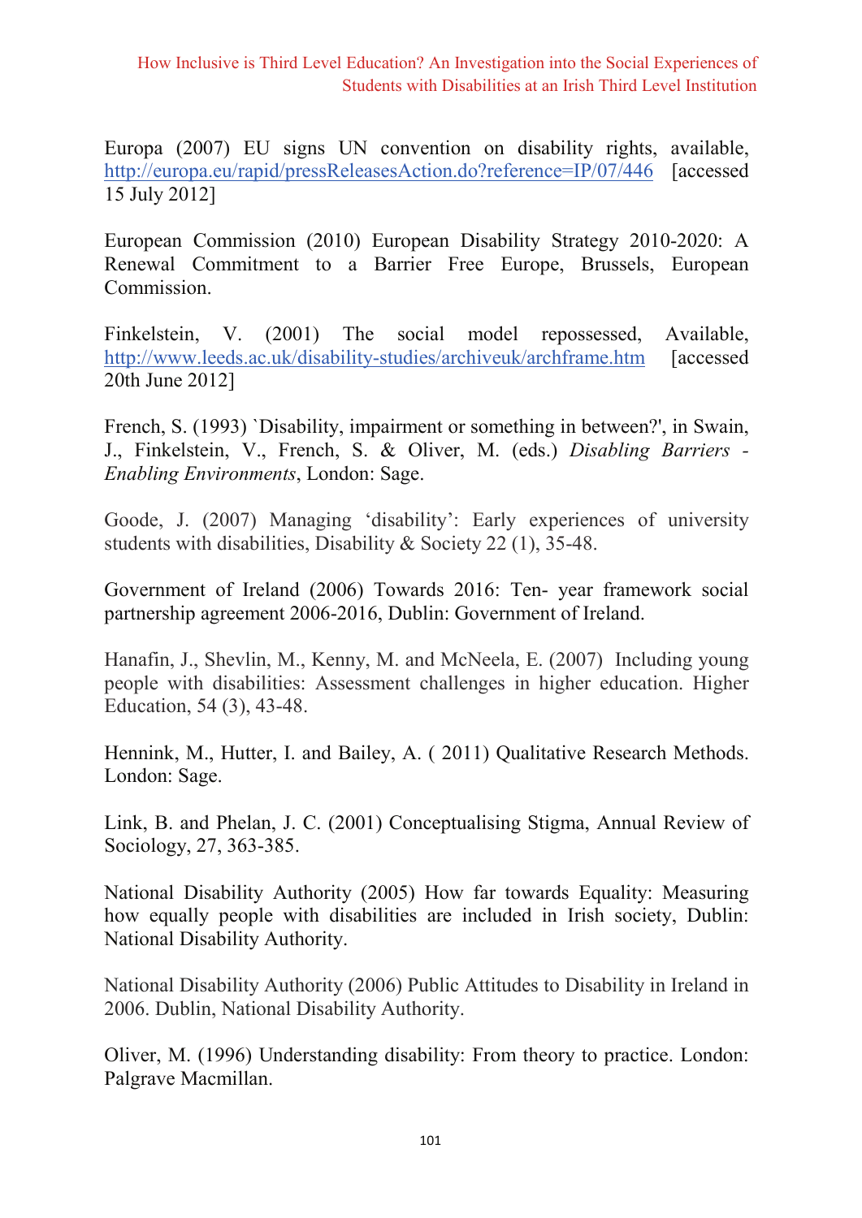Europa (2007) EU signs UN convention on disability rights, available, http://europa.eu/rapid/pressReleasesAction.do?reference=IP/07/446 [accessed 15 July 2012]

European Commission (2010) European Disability Strategy 2010-2020: A Renewal Commitment to a Barrier Free Europe, Brussels, European Commission.

Finkelstein, V. (2001) The social model repossessed, Available, http://www.leeds.ac.uk/disability-studies/archiveuk/archframe.htm [accessed 20th June 2012]

French, S. (1993) `Disability, impairment or something in between?', in Swain, J., Finkelstein, V., French, S. & Oliver, M. (eds.) *Disabling Barriers - Enabling Environments*, London: Sage.

Goode, J. (2007) Managing 'disability': Early experiences of university students with disabilities, Disability & Society 22 (1), 35-48.

Government of Ireland (2006) Towards 2016: Ten- year framework social partnership agreement 2006-2016, Dublin: Government of Ireland.

Hanafin, J., Shevlin, M., Kenny, M. and McNeela, E. (2007) Including young people with disabilities: Assessment challenges in higher education. Higher Education, 54 (3), 43-48.

Hennink, M., Hutter, I. and Bailey, A. ( 2011) Qualitative Research Methods. London: Sage.

Link, B. and Phelan, J. C. (2001) Conceptualising Stigma, Annual Review of Sociology, 27, 363-385.

National Disability Authority (2005) How far towards Equality: Measuring how equally people with disabilities are included in Irish society, Dublin: National Disability Authority.

National Disability Authority (2006) Public Attitudes to Disability in Ireland in 2006. Dublin, National Disability Authority.

Oliver, M. (1996) Understanding disability: From theory to practice. London: Palgrave Macmillan.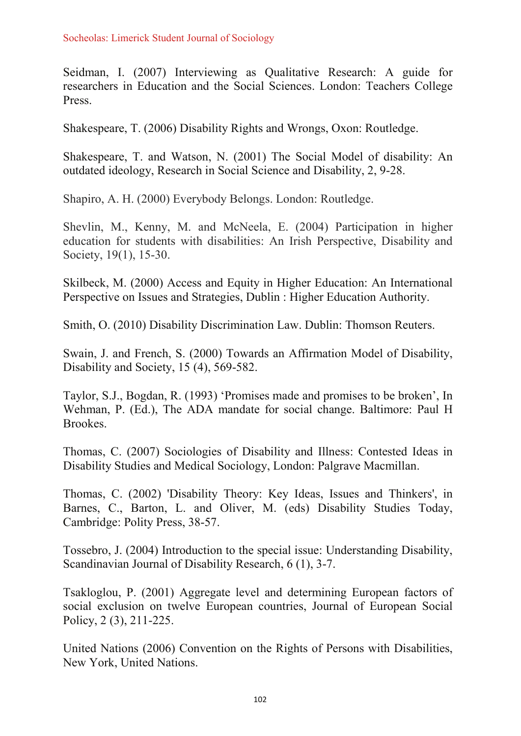Seidman, I. (2007) Interviewing as Qualitative Research: A guide for researchers in Education and the Social Sciences. London: Teachers College Press.

Shakespeare, T. (2006) Disability Rights and Wrongs, Oxon: Routledge.

Shakespeare, T. and Watson, N. (2001) The Social Model of disability: An outdated ideology, Research in Social Science and Disability, 2, 9-28.

Shapiro, A. H. (2000) Everybody Belongs. London: Routledge.

Shevlin, M., Kenny, M. and McNeela, E. (2004) Participation in higher education for students with disabilities: An Irish Perspective, Disability and Society, 19(1), 15-30.

Skilbeck, M. (2000) Access and Equity in Higher Education: An International Perspective on Issues and Strategies, Dublin : Higher Education Authority.

Smith, O. (2010) Disability Discrimination Law. Dublin: Thomson Reuters.

Swain, J. and French, S. (2000) Towards an Affirmation Model of Disability, Disability and Society, 15 (4), 569-582.

Taylor, S.J., Bogdan, R. (1993) 'Promises made and promises to be broken', In Wehman, P. (Ed.), The ADA mandate for social change. Baltimore: Paul H Brookes.

Thomas, C. (2007) Sociologies of Disability and Illness: Contested Ideas in Disability Studies and Medical Sociology, London: Palgrave Macmillan.

Thomas, C. (2002) 'Disability Theory: Key Ideas, Issues and Thinkers', in Barnes, C., Barton, L. and Oliver, M. (eds) Disability Studies Today, Cambridge: Polity Press, 38-57.

Tossebro, J. (2004) Introduction to the special issue: Understanding Disability, Scandinavian Journal of Disability Research, 6 (1), 3-7.

Tsakloglou, P. (2001) Aggregate level and determining European factors of social exclusion on twelve European countries, Journal of European Social Policy, 2 (3), 211-225.

United Nations (2006) Convention on the Rights of Persons with Disabilities, New York, United Nations.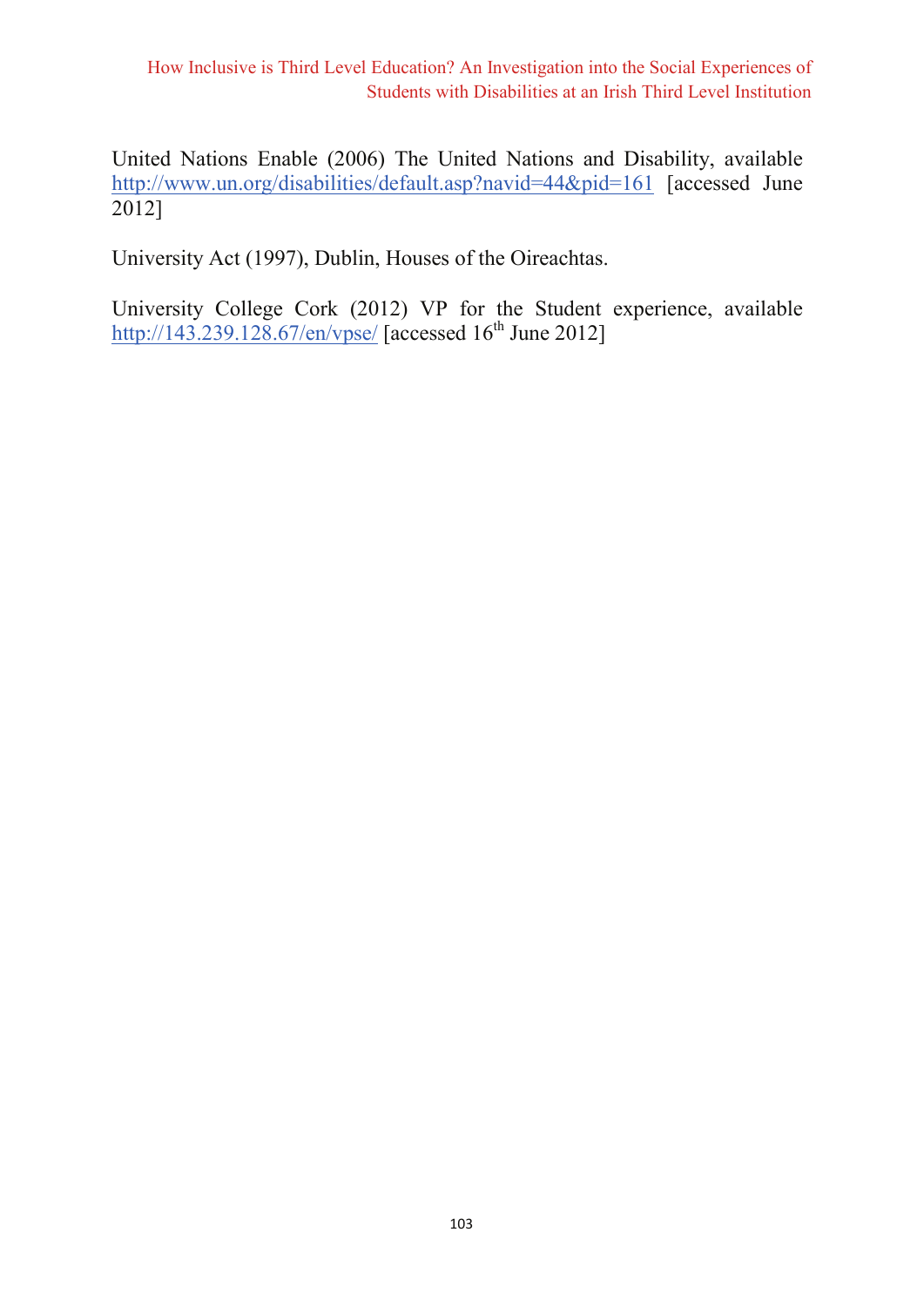United Nations Enable (2006) The United Nations and Disability, available http://www.un.org/disabilities/default.asp?navid=44&pid=161 [accessed June 2012]

University Act (1997), Dublin, Houses of the Oireachtas.

University College Cork (2012) VP for the Student experience, available http://143.239.128.67/en/vpse/ [accessed 16th June 2012]